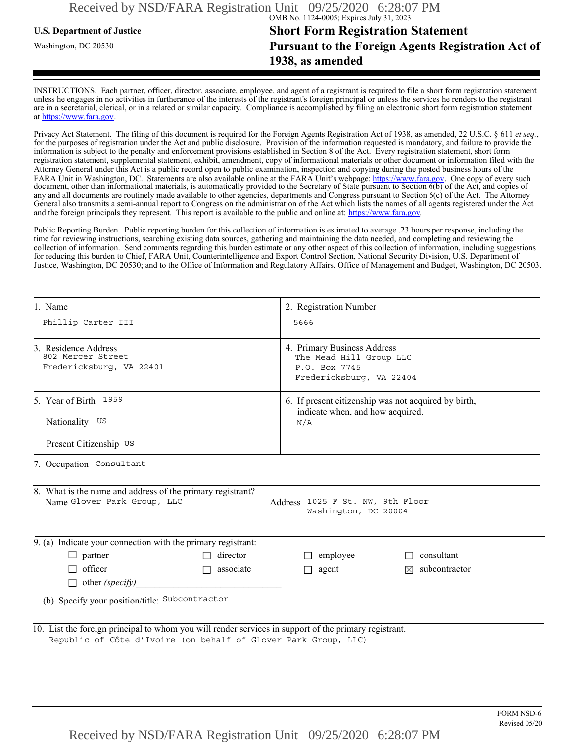OMB No. 1124-0005; Expires July 31, 2023

**U.S. Department of Justice**

Washington, DC 20530

# Short Form Registration Statement Pursuant to the Foreign Agents Registration Act of 1938, as amended

INSTRUCTIONS. Each partner, officer, director, associate, employee, and agent of a registrant is required to file a short form registration statement unless he engages in no activities in furtherance of the interests of the registrant's foreign principal or unless the services he renders to the registrant are in a secretarial, clerical, or in a related or similar capacity. Compliance is accomplished by filing an electronic short form registration statement at https://www.fara.gov.

Privacy Act Statement. The filing of this document is required for the Foreign Agents Registration Act of 1938, as amended, 22 U.S.C. § 611 *et seq.*, for the purposes of registration under the Act and public disclosure. Provision of the information requested is mandatory, and failure to provide the information is subject to the penalty and enforcement provisions established in Section 8 of the Act. Every registration statement, short form registration statement, supplemental statement, exhibit, amendment, copy of informational materials or other document or information filed with the Attorney General under this Act is a public record open to public examination, inspection and copying during the posted business hours of the FARA Unit in Washington, DC. Statements are also available online at the FARA Unit's webpage: https://www.fara.gov. One copy of every such document, other than informational materials, is automatically provided to the Secretary of State pursuant to Section 6(b) of the Act, and copies of any and all documents are routinely made available to other agencies, departments and Congress pursuant to Section 6(c) of the Act. The Attorney General also transmits a semi-annual report to Congress on the administration of the Act which lists the names of all agents registered under the Act and the foreign principals they represent. This report is available to the public and online at: https://www.fara.gov.

Public Reporting Burden. Public reporting burden for this collection of information is estimated to average .23 hours per response, including the time for reviewing instructions, searching existing data sources, gathering and maintaining the data needed, and completing and reviewing the collection of information. Send comments regarding this burden estimate or any other aspect of this collection of information, including suggestions for reducing this burden to Chief, FARA Unit, Counterintelligence and Export Control Section, National Security Division, U.S. Department of Justice, Washington, DC 20530; and to the Office of Information and Regulatory Affairs, Office of Management and Budget, Washington, DC 20503.

| | |
|---|---|
| 1. Name<br>Phillip Carter III | 2. Registration Number<br>5666 |
| 3. Residence Address<br>802 Mercer Street<br>Fredericksburg, VA 22401 | 4. Primary Business Address<br>The Mead Hill Group LLC<br>P.O. Box 7745<br>Fredericksburg, VA 22404 |
| 5. Year of Birth 1959<br>Nationality US<br>Present Citizenship US | 6. If present citizenship was not acquired by birth, indicate when, and how acquired.<br>N/A |

7. Occupation Consultant

8. What is the name and address of the primary registrant?

Name Glover Park Group, LLC

Address 1025 F St. NW, 9th Floor
Washington, DC 20004

9. (a) Indicate your connection with the primary registrant:

- ☐ partner
- ☐ director
- ☐ employee
- ☐ consultant
- ☐ officer
- ☐ associate
- ☐ agent
- ☒ subcontractor
- ☐ other *(specify)*\_\_\_\_\_\_\_\_\_\_\_\_\_\_\_\_\_\_\_\_

(b) Specify your position/title: Subcontractor

10. List the foreign principal to whom you will render services in support of the primary registrant.

Republic of Côte d'Ivoire (on behalf of Glover Park Group, LLC)

FORM NSD-6
Revised 05/20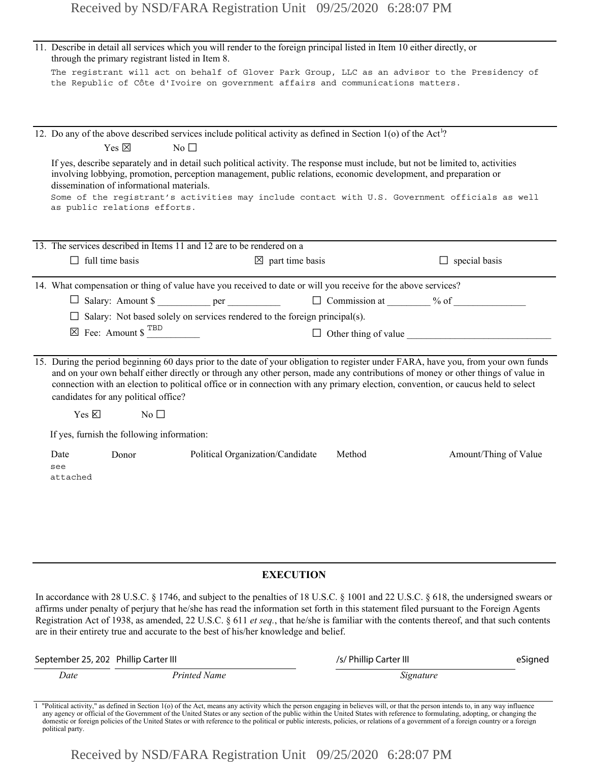11. Describe in detail all services which you will render to the foreign principal listed in Item 10 either directly, or through the primary registrant listed in Item 8.

The registrant will act on behalf of Glover Park Group, LLC as an advisor to the Presidency of the Republic of Côte d'Ivoire on government affairs and communications matters.

12. Do any of the above described services include political activity as defined in Section 1(o) of the Act[1]?

Yes ☒ No ☐

If yes, describe separately and in detail such political activity. The response must include, but not be limited to, activities involving lobbying, promotion, perception management, public relations, economic development, and preparation or dissemination of informational materials.

Some of the registrant's activities may include contact with U.S. Government officials as well as public relations efforts.

13. The services described in Items 11 and 12 are to be rendered on a

☐ full time basis ☒ part time basis ☐ special basis

14. What compensation or thing of value have you received to date or will you receive for the above services?

☐ Salary: Amount $ __________ per __________ ☐ Commission at ________ % of ______________

☐ Salary: Not based solely on services rendered to the foreign principal(s).

☒ Fee: Amount $ TBD ☐ Other thing of value ____________________________

15. During the period beginning 60 days prior to the date of your obligation to register under FARA, have you, from your own funds and on your own behalf either directly or through any other person, made any contributions of money or other things of value in connection with an election to political office or in connection with any primary election, convention, or caucus held to select candidates for any political office?

Yes ☒ No ☐

If yes, furnish the following information:

| Date | Donor | Political Organization/Candidate | Method | Amount/Thing of Value |
|---|---|---|---|---|
| see attached | | | | |

## EXECUTION

In accordance with 28 U.S.C. § 1746, and subject to the penalties of 18 U.S.C. § 1001 and 22 U.S.C. § 618, the undersigned swears or affirms under penalty of perjury that he/she has read the information set forth in this statement filed pursuant to the Foreign Agents Registration Act of 1938, as amended, 22 U.S.C. § 611 *et seq.*, that he/she is familiar with the contents thereof, and that such contents are in their entirety true and accurate to the best of his/her knowledge and belief.

| September 25, 202 | Phillip Carter III | /s/ Phillip Carter III | eSigned |
|---|---|---|---|
| *Date* | *Printed Name* | *Signature* | |

[1] "Political activity," as defined in Section 1(o) of the Act, means any activity which the person engaging in believes will, or that the person intends to, in any way influence any agency or official of the Government of the United States or any section of the public within the United States with reference to formulating, adopting, or changing the domestic or foreign policies of the United States or with reference to the political or public interests, policies, or relations of a government of a foreign country or a foreign political party.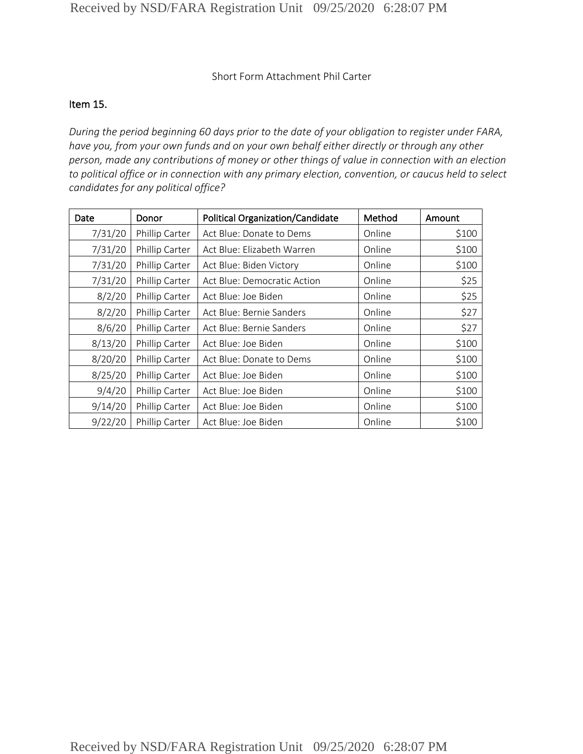Short Form Attachment Phil Carter

**Item 15.**

*During the period beginning 60 days prior to the date of your obligation to register under FARA, have you, from your own funds and on your own behalf either directly or through any other person, made any contributions of money or other things of value in connection with an election to political office or in connection with any primary election, convention, or caucus held to select candidates for any political office?*

| Date | Donor | Political Organization/Candidate | Method | Amount |
|---|---|---|---|---|
| 7/31/20 | Phillip Carter | Act Blue: Donate to Dems | Online | $100 |
| 7/31/20 | Phillip Carter | Act Blue: Elizabeth Warren | Online | $100 |
| 7/31/20 | Phillip Carter | Act Blue: Biden Victory | Online | $100 |
| 7/31/20 | Phillip Carter | Act Blue: Democratic Action | Online | $25 |
| 8/2/20 | Phillip Carter | Act Blue: Joe Biden | Online | $25 |
| 8/2/20 | Phillip Carter | Act Blue: Bernie Sanders | Online | $27 |
| 8/6/20 | Phillip Carter | Act Blue: Bernie Sanders | Online | $27 |
| 8/13/20 | Phillip Carter | Act Blue: Joe Biden | Online | $100 |
| 8/20/20 | Phillip Carter | Act Blue: Donate to Dems | Online | $100 |
| 8/25/20 | Phillip Carter | Act Blue: Joe Biden | Online | $100 |
| 9/4/20 | Phillip Carter | Act Blue: Joe Biden | Online | $100 |
| 9/14/20 | Phillip Carter | Act Blue: Joe Biden | Online | $100 |
| 9/22/20 | Phillip Carter | Act Blue: Joe Biden | Online | $100 |